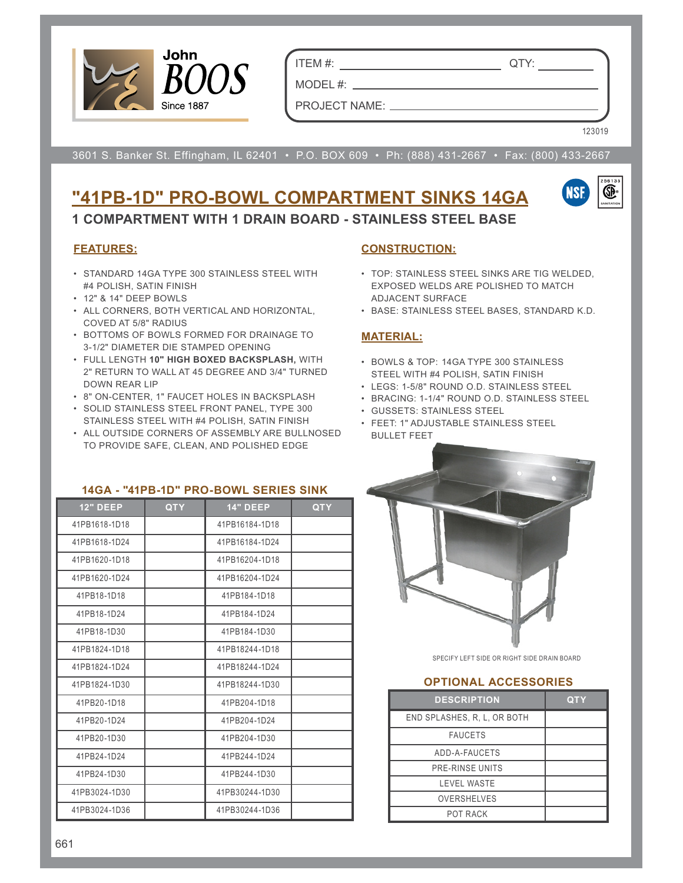John BOOS
Since 1887

ITEM #: ______________________ QTY: __________

MODEL #: ______________________________________

PROJECT NAME: _________________________________

123019

3601 S. Banker St. Effingham, IL 62401 • P.O. BOX 609 • Ph: (888) 431-2667 • Fax: (800) 433-2667

# "41PB-1D" PRO-BOWL COMPARTMENT SINKS 14GA

## 1 COMPARTMENT WITH 1 DRAIN BOARD - STAINLESS STEEL BASE

### FEATURES:

- STANDARD 14GA TYPE 300 STAINLESS STEEL WITH #4 POLISH, SATIN FINISH
- 12" & 14" DEEP BOWLS
- ALL CORNERS, BOTH VERTICAL AND HORIZONTAL, COVED AT 5/8" RADIUS
- BOTTOMS OF BOWLS FORMED FOR DRAINAGE TO 3-1/2" DIAMETER DIE STAMPED OPENING
- FULL LENGTH **10" HIGH BOXED BACKSPLASH,** WITH 2" RETURN TO WALL AT 45 DEGREE AND 3/4" TURNED DOWN REAR LIP
- 8" ON-CENTER, 1" FAUCET HOLES IN BACKSPLASH
- SOLID STAINLESS STEEL FRONT PANEL, TYPE 300 STAINLESS STEEL WITH #4 POLISH, SATIN FINISH
- ALL OUTSIDE CORNERS OF ASSEMBLY ARE BULLNOSED TO PROVIDE SAFE, CLEAN, AND POLISHED EDGE

### CONSTRUCTION:

- TOP: STAINLESS STEEL SINKS ARE TIG WELDED, EXPOSED WELDS ARE POLISHED TO MATCH ADJACENT SURFACE
- BASE: STAINLESS STEEL BASES, STANDARD K.D.

### MATERIAL:

- BOWLS & TOP: 14GA TYPE 300 STAINLESS STEEL WITH #4 POLISH, SATIN FINISH
- LEGS: 1-5/8" ROUND O.D. STAINLESS STEEL
- BRACING: 1-1/4" ROUND O.D. STAINLESS STEEL
- GUSSETS: STAINLESS STEEL
- FEET: 1" ADJUSTABLE STAINLESS STEEL BULLET FEET

### 14GA - "41PB-1D" PRO-BOWL SERIES SINK

| 12" DEEP | QTY | 14" DEEP | QTY |
|---|---|---|---|
| 41PB1618-1D18 | | 41PB16184-1D18 | |
| 41PB1618-1D24 | | 41PB16184-1D24 | |
| 41PB1620-1D18 | | 41PB16204-1D18 | |
| 41PB1620-1D24 | | 41PB16204-1D24 | |
| 41PB18-1D18 | | 41PB184-1D18 | |
| 41PB18-1D24 | | 41PB184-1D24 | |
| 41PB18-1D30 | | 41PB184-1D30 | |
| 41PB1824-1D18 | | 41PB18244-1D18 | |
| 41PB1824-1D24 | | 41PB18244-1D24 | |
| 41PB1824-1D30 | | 41PB18244-1D30 | |
| 41PB20-1D18 | | 41PB204-1D18 | |
| 41PB20-1D24 | | 41PB204-1D24 | |
| 41PB20-1D30 | | 41PB204-1D30 | |
| 41PB24-1D24 | | 41PB244-1D24 | |
| 41PB24-1D30 | | 41PB244-1D30 | |
| 41PB3024-1D30 | | 41PB30244-1D30 | |
| 41PB3024-1D36 | | 41PB30244-1D36 | |

SPECIFY LEFT SIDE OR RIGHT SIDE DRAIN BOARD

### OPTIONAL ACCESSORIES

| DESCRIPTION | QTY |
|---|---|
| END SPLASHES, R, L, OR BOTH | |
| FAUCETS | |
| ADD-A-FAUCETS | |
| PRE-RINSE UNITS | |
| LEVEL WASTE | |
| OVERSHELVES | |
| POT RACK | |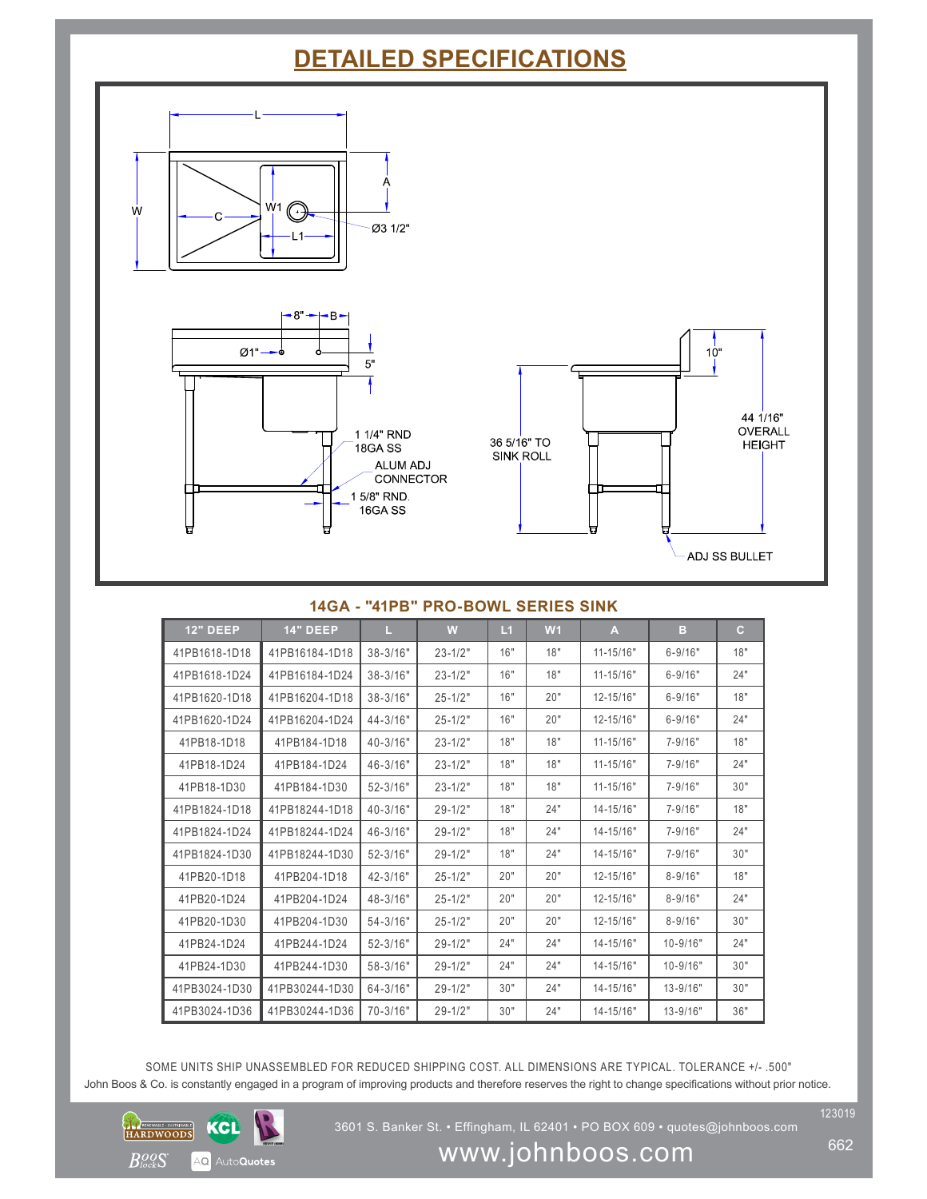# DETAILED SPECIFICATIONS

L

W

A

C

W1

L1

Ø3 1/2"

8"

B

Ø1"

5"

1 1/4" RND
18GA SS

ALUM ADJ
CONNECTOR

1 5/8" RND.
16GA SS

36 5/16" TO
SINK ROLL

10"

44 1/16"
OVERALL
HEIGHT

ADJ SS BULLET

## 14GA - "41PB" PRO-BOWL SERIES SINK

| 12" DEEP | 14" DEEP | L | W | L1 | W1 | A | B | C |
|---|---|---|---|---|---|---|---|---|
| 41PB1618-1D18 | 41PB16184-1D18 | 38-3/16" | 23-1/2" | 16" | 18" | 11-15/16" | 6-9/16" | 18" |
| 41PB1618-1D24 | 41PB16184-1D24 | 38-3/16" | 23-1/2" | 16" | 18" | 11-15/16" | 6-9/16" | 24" |
| 41PB1620-1D18 | 41PB16204-1D18 | 38-3/16" | 25-1/2" | 16" | 20" | 12-15/16" | 6-9/16" | 18" |
| 41PB1620-1D24 | 41PB16204-1D24 | 44-3/16" | 25-1/2" | 16" | 20" | 12-15/16" | 6-9/16" | 24" |
| 41PB18-1D18 | 41PB184-1D18 | 40-3/16" | 23-1/2" | 18" | 18" | 11-15/16" | 7-9/16" | 18" |
| 41PB18-1D24 | 41PB184-1D24 | 46-3/16" | 23-1/2" | 18" | 18" | 11-15/16" | 7-9/16" | 24" |
| 41PB18-1D30 | 41PB184-1D30 | 52-3/16" | 23-1/2" | 18" | 18" | 11-15/16" | 7-9/16" | 30" |
| 41PB1824-1D18 | 41PB18244-1D18 | 40-3/16" | 29-1/2" | 18" | 24" | 14-15/16" | 7-9/16" | 18" |
| 41PB1824-1D24 | 41PB18244-1D24 | 46-3/16" | 29-1/2" | 18" | 24" | 14-15/16" | 7-9/16" | 24" |
| 41PB1824-1D30 | 41PB18244-1D30 | 52-3/16" | 29-1/2" | 18" | 24" | 14-15/16" | 7-9/16" | 30" |
| 41PB20-1D18 | 41PB204-1D18 | 42-3/16" | 25-1/2" | 20" | 20" | 12-15/16" | 8-9/16" | 18" |
| 41PB20-1D24 | 41PB204-1D24 | 48-3/16" | 25-1/2" | 20" | 20" | 12-15/16" | 8-9/16" | 24" |
| 41PB20-1D30 | 41PB204-1D30 | 54-3/16" | 25-1/2" | 20" | 20" | 12-15/16" | 8-9/16" | 30" |
| 41PB24-1D24 | 41PB244-1D24 | 52-3/16" | 29-1/2" | 24" | 24" | 14-15/16" | 10-9/16" | 24" |
| 41PB24-1D30 | 41PB244-1D30 | 58-3/16" | 29-1/2" | 24" | 24" | 14-15/16" | 10-9/16" | 30" |
| 41PB3024-1D30 | 41PB30244-1D30 | 64-3/16" | 29-1/2" | 30" | 24" | 14-15/16" | 13-9/16" | 30" |
| 41PB3024-1D36 | 41PB30244-1D36 | 70-3/16" | 29-1/2" | 30" | 24" | 14-15/16" | 13-9/16" | 36" |

SOME UNITS SHIP UNASSEMBLED FOR REDUCED SHIPPING COST. ALL DIMENSIONS ARE TYPICAL. TOLERANCE +/- .500"

John Boos & Co. is constantly engaged in a program of improving products and therefore reserves the right to change specifications without prior notice.

3601 S. Banker St. • Effingham, IL 62401 • PO BOX 609 • quotes@johnboos.com

www.johnboos.com

123019